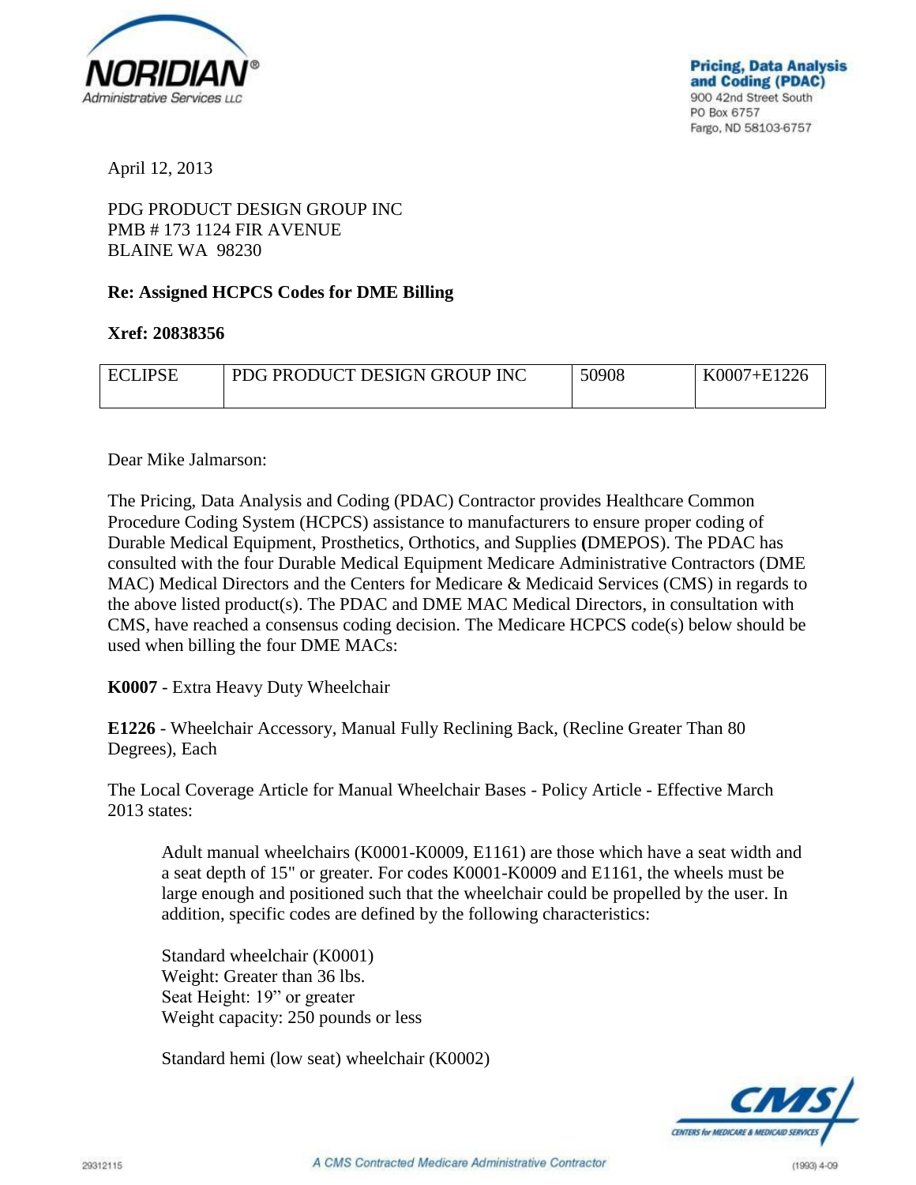Pricing, Data Analysis and Coding (PDAC)
900 42nd Street South
PO Box 6757
Fargo, ND 58103-6757

April 12, 2013

PDG PRODUCT DESIGN GROUP INC
PMB # 173 1124 FIR AVENUE
BLAINE WA 98230

**Re: Assigned HCPCS Codes for DME Billing**

**Xref: 20838356**

| ECLIPSE | PDG PRODUCT DESIGN GROUP INC | 50908 | K0007+E1226 |
|---|---|---|---|

Dear Mike Jalmarson:

The Pricing, Data Analysis and Coding (PDAC) Contractor provides Healthcare Common Procedure Coding System (HCPCS) assistance to manufacturers to ensure proper coding of Durable Medical Equipment, Prosthetics, Orthotics, and Supplies (DMEPOS). The PDAC has consulted with the four Durable Medical Equipment Medicare Administrative Contractors (DME MAC) Medical Directors and the Centers for Medicare & Medicaid Services (CMS) in regards to the above listed product(s). The PDAC and DME MAC Medical Directors, in consultation with CMS, have reached a consensus coding decision. The Medicare HCPCS code(s) below should be used when billing the four DME MACs:

**K0007** - Extra Heavy Duty Wheelchair

**E1226** - Wheelchair Accessory, Manual Fully Reclining Back, (Recline Greater Than 80 Degrees), Each

The Local Coverage Article for Manual Wheelchair Bases - Policy Article - Effective March 2013 states:

> Adult manual wheelchairs (K0001-K0009, E1161) are those which have a seat width and a seat depth of 15" or greater. For codes K0001-K0009 and E1161, the wheels must be large enough and positioned such that the wheelchair could be propelled by the user. In addition, specific codes are defined by the following characteristics:
>
> Standard wheelchair (K0001)
> Weight: Greater than 36 lbs.
> Seat Height: 19" or greater
> Weight capacity: 250 pounds or less
>
> Standard hemi (low seat) wheelchair (K0002)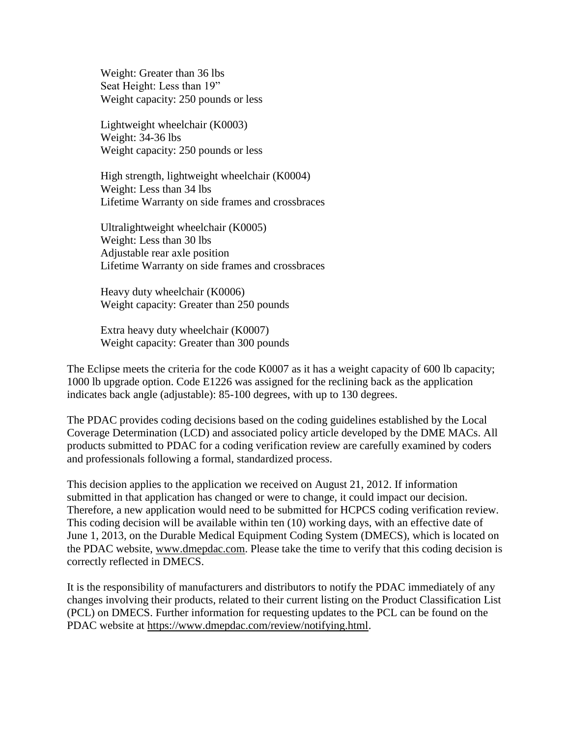Weight: Greater than 36 lbs
Seat Height: Less than 19"
Weight capacity: 250 pounds or less

Lightweight wheelchair (K0003)
Weight: 34-36 lbs
Weight capacity: 250 pounds or less

High strength, lightweight wheelchair (K0004)
Weight: Less than 34 lbs
Lifetime Warranty on side frames and crossbraces

Ultralightweight wheelchair (K0005)
Weight: Less than 30 lbs
Adjustable rear axle position
Lifetime Warranty on side frames and crossbraces

Heavy duty wheelchair (K0006)
Weight capacity: Greater than 250 pounds

Extra heavy duty wheelchair (K0007)
Weight capacity: Greater than 300 pounds

The Eclipse meets the criteria for the code K0007 as it has a weight capacity of 600 lb capacity; 1000 lb upgrade option. Code E1226 was assigned for the reclining back as the application indicates back angle (adjustable): 85-100 degrees, with up to 130 degrees.

The PDAC provides coding decisions based on the coding guidelines established by the Local Coverage Determination (LCD) and associated policy article developed by the DME MACs. All products submitted to PDAC for a coding verification review are carefully examined by coders and professionals following a formal, standardized process.

This decision applies to the application we received on August 21, 2012. If information submitted in that application has changed or were to change, it could impact our decision. Therefore, a new application would need to be submitted for HCPCS coding verification review. This coding decision will be available within ten (10) working days, with an effective date of June 1, 2013, on the Durable Medical Equipment Coding System (DMECS), which is located on the PDAC website, www.dmepdac.com. Please take the time to verify that this coding decision is correctly reflected in DMECS.

It is the responsibility of manufacturers and distributors to notify the PDAC immediately of any changes involving their products, related to their current listing on the Product Classification List (PCL) on DMECS. Further information for requesting updates to the PCL can be found on the PDAC website at https://www.dmepdac.com/review/notifying.html.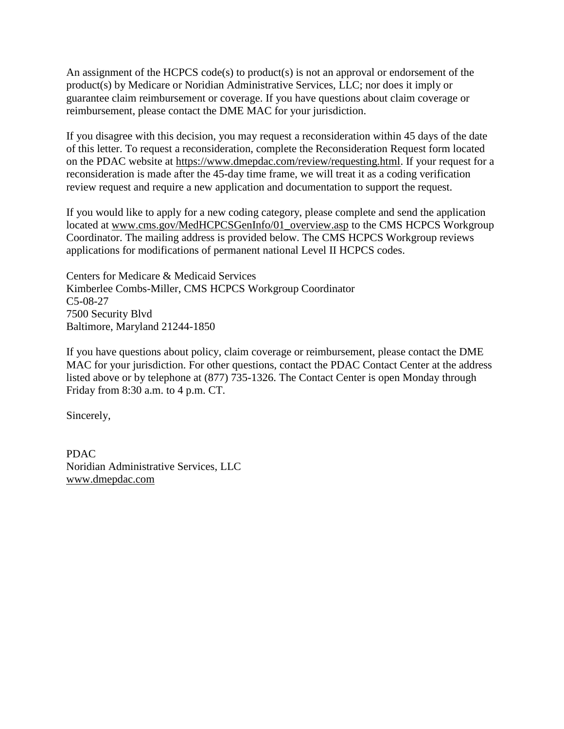An assignment of the HCPCS code(s) to product(s) is not an approval or endorsement of the product(s) by Medicare or Noridian Administrative Services, LLC; nor does it imply or guarantee claim reimbursement or coverage. If you have questions about claim coverage or reimbursement, please contact the DME MAC for your jurisdiction.

If you disagree with this decision, you may request a reconsideration within 45 days of the date of this letter. To request a reconsideration, complete the Reconsideration Request form located on the PDAC website at https://www.dmepdac.com/review/requesting.html. If your request for a reconsideration is made after the 45-day time frame, we will treat it as a coding verification review request and require a new application and documentation to support the request.

If you would like to apply for a new coding category, please complete and send the application located at www.cms.gov/MedHCPCSGenInfo/01_overview.asp to the CMS HCPCS Workgroup Coordinator. The mailing address is provided below. The CMS HCPCS Workgroup reviews applications for modifications of permanent national Level II HCPCS codes.

Centers for Medicare & Medicaid Services  
Kimberlee Combs-Miller, CMS HCPCS Workgroup Coordinator  
C5-08-27  
7500 Security Blvd  
Baltimore, Maryland 21244-1850

If you have questions about policy, claim coverage or reimbursement, please contact the DME MAC for your jurisdiction. For other questions, contact the PDAC Contact Center at the address listed above or by telephone at (877) 735-1326. The Contact Center is open Monday through Friday from 8:30 a.m. to 4 p.m. CT.

Sincerely,

PDAC  
Noridian Administrative Services, LLC  
www.dmepdac.com